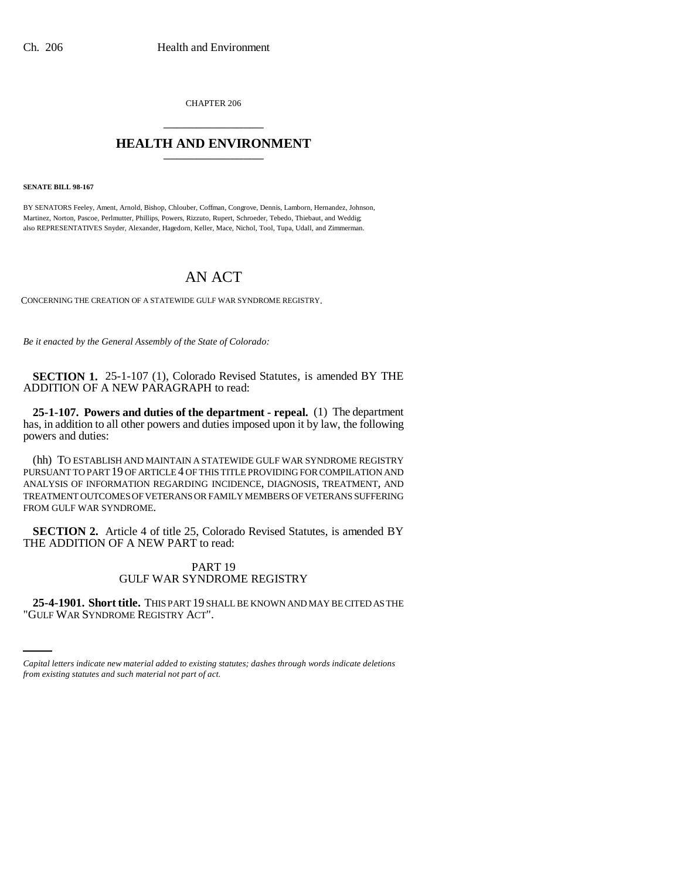CHAPTER 206

## HEALTH AND ENVIRONMENT

**SENATE BILL 98-167**

BY SENATORS Feeley, Ament, Arnold, Bishop, Chlouber, Coffman, Congrove, Dennis, Lamborn, Hernandez, Johnson, Martinez, Norton, Pascoe, Perlmutter, Phillips, Powers, Rizzuto, Rupert, Schroeder, Tebedo, Thiebaut, and Weddig; also REPRESENTATIVES Snyder, Alexander, Hagedorn, Keller, Mace, Nichol, Tool, Tupa, Udall, and Zimmerman.

# AN ACT

CONCERNING THE CREATION OF A STATEWIDE GULF WAR SYNDROME REGISTRY.

*Be it enacted by the General Assembly of the State of Colorado:*

**SECTION 1.** 25-1-107 (1), Colorado Revised Statutes, is amended BY THE ADDITION OF A NEW PARAGRAPH to read:

**25-1-107. Powers and duties of the department - repeal.** (1) The department has, in addition to all other powers and duties imposed upon it by law, the following powers and duties:

(hh) TO ESTABLISH AND MAINTAIN A STATEWIDE GULF WAR SYNDROME REGISTRY PURSUANT TO PART 19 OF ARTICLE 4 OF THIS TITLE PROVIDING FOR COMPILATION AND ANALYSIS OF INFORMATION REGARDING INCIDENCE, DIAGNOSIS, TREATMENT, AND TREATMENT OUTCOMES OF VETERANS OR FAMILY MEMBERS OF VETERANS SUFFERING FROM GULF WAR SYNDROME.

**SECTION 2.** Article 4 of title 25, Colorado Revised Statutes, is amended BY THE ADDITION OF A NEW PART to read:

PART 19
GULF WAR SYNDROME REGISTRY

**25-4-1901. Short title.** THIS PART 19 SHALL BE KNOWN AND MAY BE CITED AS THE "GULF WAR SYNDROME REGISTRY ACT".

*Capital letters indicate new material added to existing statutes; dashes through words indicate deletions from existing statutes and such material not part of act.*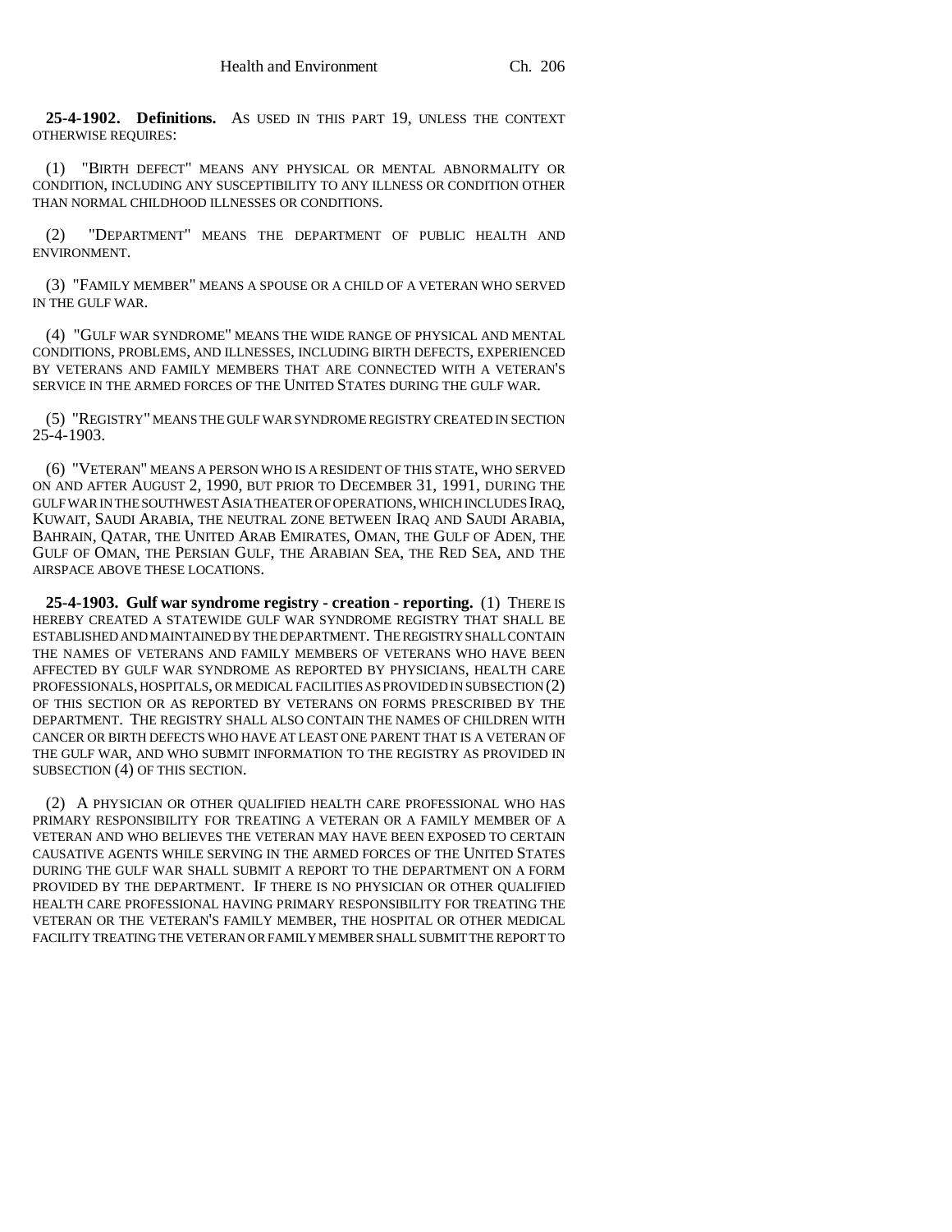**25-4-1902. Definitions.** AS USED IN THIS PART 19, UNLESS THE CONTEXT OTHERWISE REQUIRES:

(1) "BIRTH DEFECT" MEANS ANY PHYSICAL OR MENTAL ABNORMALITY OR CONDITION, INCLUDING ANY SUSCEPTIBILITY TO ANY ILLNESS OR CONDITION OTHER THAN NORMAL CHILDHOOD ILLNESSES OR CONDITIONS.

(2) "DEPARTMENT" MEANS THE DEPARTMENT OF PUBLIC HEALTH AND ENVIRONMENT.

(3) "FAMILY MEMBER" MEANS A SPOUSE OR A CHILD OF A VETERAN WHO SERVED IN THE GULF WAR.

(4) "GULF WAR SYNDROME" MEANS THE WIDE RANGE OF PHYSICAL AND MENTAL CONDITIONS, PROBLEMS, AND ILLNESSES, INCLUDING BIRTH DEFECTS, EXPERIENCED BY VETERANS AND FAMILY MEMBERS THAT ARE CONNECTED WITH A VETERAN'S SERVICE IN THE ARMED FORCES OF THE UNITED STATES DURING THE GULF WAR.

(5) "REGISTRY" MEANS THE GULF WAR SYNDROME REGISTRY CREATED IN SECTION 25-4-1903.

(6) "VETERAN" MEANS A PERSON WHO IS A RESIDENT OF THIS STATE, WHO SERVED ON AND AFTER AUGUST 2, 1990, BUT PRIOR TO DECEMBER 31, 1991, DURING THE GULF WAR IN THE SOUTHWEST ASIA THEATER OF OPERATIONS, WHICH INCLUDES IRAQ, KUWAIT, SAUDI ARABIA, THE NEUTRAL ZONE BETWEEN IRAQ AND SAUDI ARABIA, BAHRAIN, QATAR, THE UNITED ARAB EMIRATES, OMAN, THE GULF OF ADEN, THE GULF OF OMAN, THE PERSIAN GULF, THE ARABIAN SEA, THE RED SEA, AND THE AIRSPACE ABOVE THESE LOCATIONS.

**25-4-1903. Gulf war syndrome registry - creation - reporting.** (1) THERE IS HEREBY CREATED A STATEWIDE GULF WAR SYNDROME REGISTRY THAT SHALL BE ESTABLISHED AND MAINTAINED BY THE DEPARTMENT. THE REGISTRY SHALL CONTAIN THE NAMES OF VETERANS AND FAMILY MEMBERS OF VETERANS WHO HAVE BEEN AFFECTED BY GULF WAR SYNDROME AS REPORTED BY PHYSICIANS, HEALTH CARE PROFESSIONALS, HOSPITALS, OR MEDICAL FACILITIES AS PROVIDED IN SUBSECTION (2) OF THIS SECTION OR AS REPORTED BY VETERANS ON FORMS PRESCRIBED BY THE DEPARTMENT. THE REGISTRY SHALL ALSO CONTAIN THE NAMES OF CHILDREN WITH CANCER OR BIRTH DEFECTS WHO HAVE AT LEAST ONE PARENT THAT IS A VETERAN OF THE GULF WAR, AND WHO SUBMIT INFORMATION TO THE REGISTRY AS PROVIDED IN SUBSECTION (4) OF THIS SECTION.

(2) A PHYSICIAN OR OTHER QUALIFIED HEALTH CARE PROFESSIONAL WHO HAS PRIMARY RESPONSIBILITY FOR TREATING A VETERAN OR A FAMILY MEMBER OF A VETERAN AND WHO BELIEVES THE VETERAN MAY HAVE BEEN EXPOSED TO CERTAIN CAUSATIVE AGENTS WHILE SERVING IN THE ARMED FORCES OF THE UNITED STATES DURING THE GULF WAR SHALL SUBMIT A REPORT TO THE DEPARTMENT ON A FORM PROVIDED BY THE DEPARTMENT. IF THERE IS NO PHYSICIAN OR OTHER QUALIFIED HEALTH CARE PROFESSIONAL HAVING PRIMARY RESPONSIBILITY FOR TREATING THE VETERAN OR THE VETERAN'S FAMILY MEMBER, THE HOSPITAL OR OTHER MEDICAL FACILITY TREATING THE VETERAN OR FAMILY MEMBER SHALL SUBMIT THE REPORT TO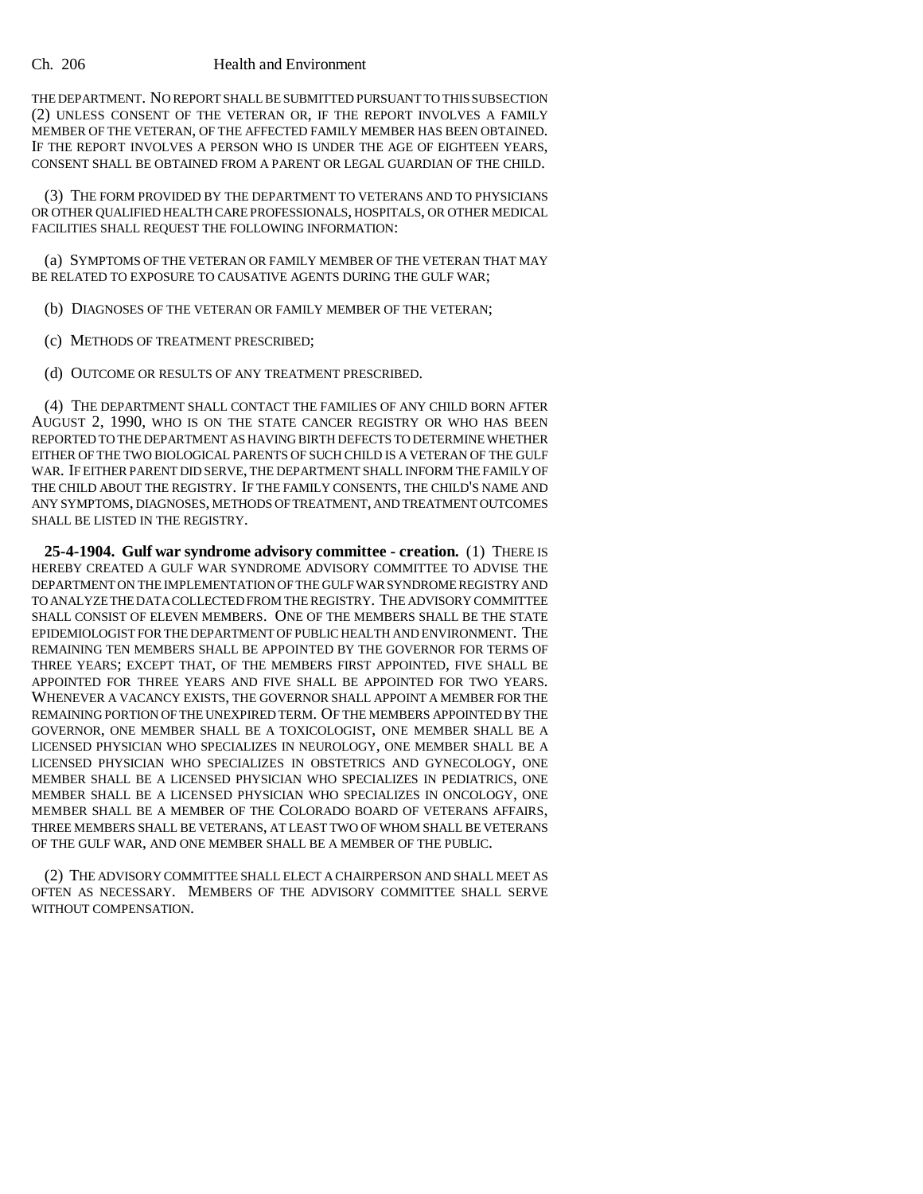THE DEPARTMENT. NO REPORT SHALL BE SUBMITTED PURSUANT TO THIS SUBSECTION (2) UNLESS CONSENT OF THE VETERAN OR, IF THE REPORT INVOLVES A FAMILY MEMBER OF THE VETERAN, OF THE AFFECTED FAMILY MEMBER HAS BEEN OBTAINED. IF THE REPORT INVOLVES A PERSON WHO IS UNDER THE AGE OF EIGHTEEN YEARS, CONSENT SHALL BE OBTAINED FROM A PARENT OR LEGAL GUARDIAN OF THE CHILD.

(3) THE FORM PROVIDED BY THE DEPARTMENT TO VETERANS AND TO PHYSICIANS OR OTHER QUALIFIED HEALTH CARE PROFESSIONALS, HOSPITALS, OR OTHER MEDICAL FACILITIES SHALL REQUEST THE FOLLOWING INFORMATION:

(a) SYMPTOMS OF THE VETERAN OR FAMILY MEMBER OF THE VETERAN THAT MAY BE RELATED TO EXPOSURE TO CAUSATIVE AGENTS DURING THE GULF WAR;

(b) DIAGNOSES OF THE VETERAN OR FAMILY MEMBER OF THE VETERAN;

(c) METHODS OF TREATMENT PRESCRIBED;

(d) OUTCOME OR RESULTS OF ANY TREATMENT PRESCRIBED.

(4) THE DEPARTMENT SHALL CONTACT THE FAMILIES OF ANY CHILD BORN AFTER AUGUST 2, 1990, WHO IS ON THE STATE CANCER REGISTRY OR WHO HAS BEEN REPORTED TO THE DEPARTMENT AS HAVING BIRTH DEFECTS TO DETERMINE WHETHER EITHER OF THE TWO BIOLOGICAL PARENTS OF SUCH CHILD IS A VETERAN OF THE GULF WAR. IF EITHER PARENT DID SERVE, THE DEPARTMENT SHALL INFORM THE FAMILY OF THE CHILD ABOUT THE REGISTRY. IF THE FAMILY CONSENTS, THE CHILD'S NAME AND ANY SYMPTOMS, DIAGNOSES, METHODS OF TREATMENT, AND TREATMENT OUTCOMES SHALL BE LISTED IN THE REGISTRY.

**25-4-1904. Gulf war syndrome advisory committee - creation.** (1) THERE IS HEREBY CREATED A GULF WAR SYNDROME ADVISORY COMMITTEE TO ADVISE THE DEPARTMENT ON THE IMPLEMENTATION OF THE GULF WAR SYNDROME REGISTRY AND TO ANALYZE THE DATA COLLECTED FROM THE REGISTRY. THE ADVISORY COMMITTEE SHALL CONSIST OF ELEVEN MEMBERS. ONE OF THE MEMBERS SHALL BE THE STATE EPIDEMIOLOGIST FOR THE DEPARTMENT OF PUBLIC HEALTH AND ENVIRONMENT. THE REMAINING TEN MEMBERS SHALL BE APPOINTED BY THE GOVERNOR FOR TERMS OF THREE YEARS; EXCEPT THAT, OF THE MEMBERS FIRST APPOINTED, FIVE SHALL BE APPOINTED FOR THREE YEARS AND FIVE SHALL BE APPOINTED FOR TWO YEARS. WHENEVER A VACANCY EXISTS, THE GOVERNOR SHALL APPOINT A MEMBER FOR THE REMAINING PORTION OF THE UNEXPIRED TERM. OF THE MEMBERS APPOINTED BY THE GOVERNOR, ONE MEMBER SHALL BE A TOXICOLOGIST, ONE MEMBER SHALL BE A LICENSED PHYSICIAN WHO SPECIALIZES IN NEUROLOGY, ONE MEMBER SHALL BE A LICENSED PHYSICIAN WHO SPECIALIZES IN OBSTETRICS AND GYNECOLOGY, ONE MEMBER SHALL BE A LICENSED PHYSICIAN WHO SPECIALIZES IN PEDIATRICS, ONE MEMBER SHALL BE A LICENSED PHYSICIAN WHO SPECIALIZES IN ONCOLOGY, ONE MEMBER SHALL BE A MEMBER OF THE COLORADO BOARD OF VETERANS AFFAIRS, THREE MEMBERS SHALL BE VETERANS, AT LEAST TWO OF WHOM SHALL BE VETERANS OF THE GULF WAR, AND ONE MEMBER SHALL BE A MEMBER OF THE PUBLIC.

(2) THE ADVISORY COMMITTEE SHALL ELECT A CHAIRPERSON AND SHALL MEET AS OFTEN AS NECESSARY. MEMBERS OF THE ADVISORY COMMITTEE SHALL SERVE WITHOUT COMPENSATION.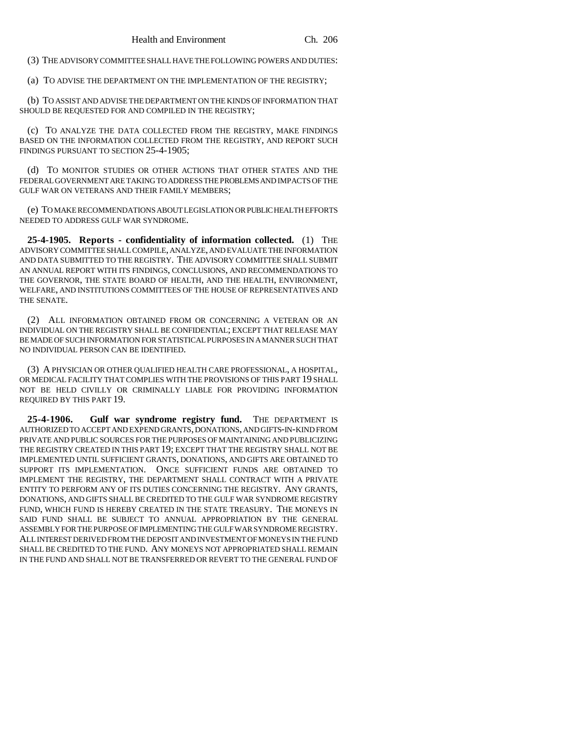(3) THE ADVISORY COMMITTEE SHALL HAVE THE FOLLOWING POWERS AND DUTIES:

(a) TO ADVISE THE DEPARTMENT ON THE IMPLEMENTATION OF THE REGISTRY;

(b) TO ASSIST AND ADVISE THE DEPARTMENT ON THE KINDS OF INFORMATION THAT SHOULD BE REQUESTED FOR AND COMPILED IN THE REGISTRY;

(c) TO ANALYZE THE DATA COLLECTED FROM THE REGISTRY, MAKE FINDINGS BASED ON THE INFORMATION COLLECTED FROM THE REGISTRY, AND REPORT SUCH FINDINGS PURSUANT TO SECTION 25-4-1905;

(d) TO MONITOR STUDIES OR OTHER ACTIONS THAT OTHER STATES AND THE FEDERAL GOVERNMENT ARE TAKING TO ADDRESS THE PROBLEMS AND IMPACTS OF THE GULF WAR ON VETERANS AND THEIR FAMILY MEMBERS;

(e) TO MAKE RECOMMENDATIONS ABOUT LEGISLATION OR PUBLIC HEALTH EFFORTS NEEDED TO ADDRESS GULF WAR SYNDROME.

**25-4-1905. Reports - confidentiality of information collected.** (1) THE ADVISORY COMMITTEE SHALL COMPILE, ANALYZE, AND EVALUATE THE INFORMATION AND DATA SUBMITTED TO THE REGISTRY. THE ADVISORY COMMITTEE SHALL SUBMIT AN ANNUAL REPORT WITH ITS FINDINGS, CONCLUSIONS, AND RECOMMENDATIONS TO THE GOVERNOR, THE STATE BOARD OF HEALTH, AND THE HEALTH, ENVIRONMENT, WELFARE, AND INSTITUTIONS COMMITTEES OF THE HOUSE OF REPRESENTATIVES AND THE SENATE.

(2) ALL INFORMATION OBTAINED FROM OR CONCERNING A VETERAN OR AN INDIVIDUAL ON THE REGISTRY SHALL BE CONFIDENTIAL; EXCEPT THAT RELEASE MAY BE MADE OF SUCH INFORMATION FOR STATISTICAL PURPOSES IN A MANNER SUCH THAT NO INDIVIDUAL PERSON CAN BE IDENTIFIED.

(3) A PHYSICIAN OR OTHER QUALIFIED HEALTH CARE PROFESSIONAL, A HOSPITAL, OR MEDICAL FACILITY THAT COMPLIES WITH THE PROVISIONS OF THIS PART 19 SHALL NOT BE HELD CIVILLY OR CRIMINALLY LIABLE FOR PROVIDING INFORMATION REQUIRED BY THIS PART 19.

**25-4-1906. Gulf war syndrome registry fund.** THE DEPARTMENT IS AUTHORIZED TO ACCEPT AND EXPEND GRANTS, DONATIONS, AND GIFTS-IN-KIND FROM PRIVATE AND PUBLIC SOURCES FOR THE PURPOSES OF MAINTAINING AND PUBLICIZING THE REGISTRY CREATED IN THIS PART 19; EXCEPT THAT THE REGISTRY SHALL NOT BE IMPLEMENTED UNTIL SUFFICIENT GRANTS, DONATIONS, AND GIFTS ARE OBTAINED TO SUPPORT ITS IMPLEMENTATION. ONCE SUFFICIENT FUNDS ARE OBTAINED TO IMPLEMENT THE REGISTRY, THE DEPARTMENT SHALL CONTRACT WITH A PRIVATE ENTITY TO PERFORM ANY OF ITS DUTIES CONCERNING THE REGISTRY. ANY GRANTS, DONATIONS, AND GIFTS SHALL BE CREDITED TO THE GULF WAR SYNDROME REGISTRY FUND, WHICH FUND IS HEREBY CREATED IN THE STATE TREASURY. THE MONEYS IN SAID FUND SHALL BE SUBJECT TO ANNUAL APPROPRIATION BY THE GENERAL ASSEMBLY FOR THE PURPOSE OF IMPLEMENTING THE GULF WAR SYNDROME REGISTRY. ALL INTEREST DERIVED FROM THE DEPOSIT AND INVESTMENT OF MONEYS IN THE FUND SHALL BE CREDITED TO THE FUND. ANY MONEYS NOT APPROPRIATED SHALL REMAIN IN THE FUND AND SHALL NOT BE TRANSFERRED OR REVERT TO THE GENERAL FUND OF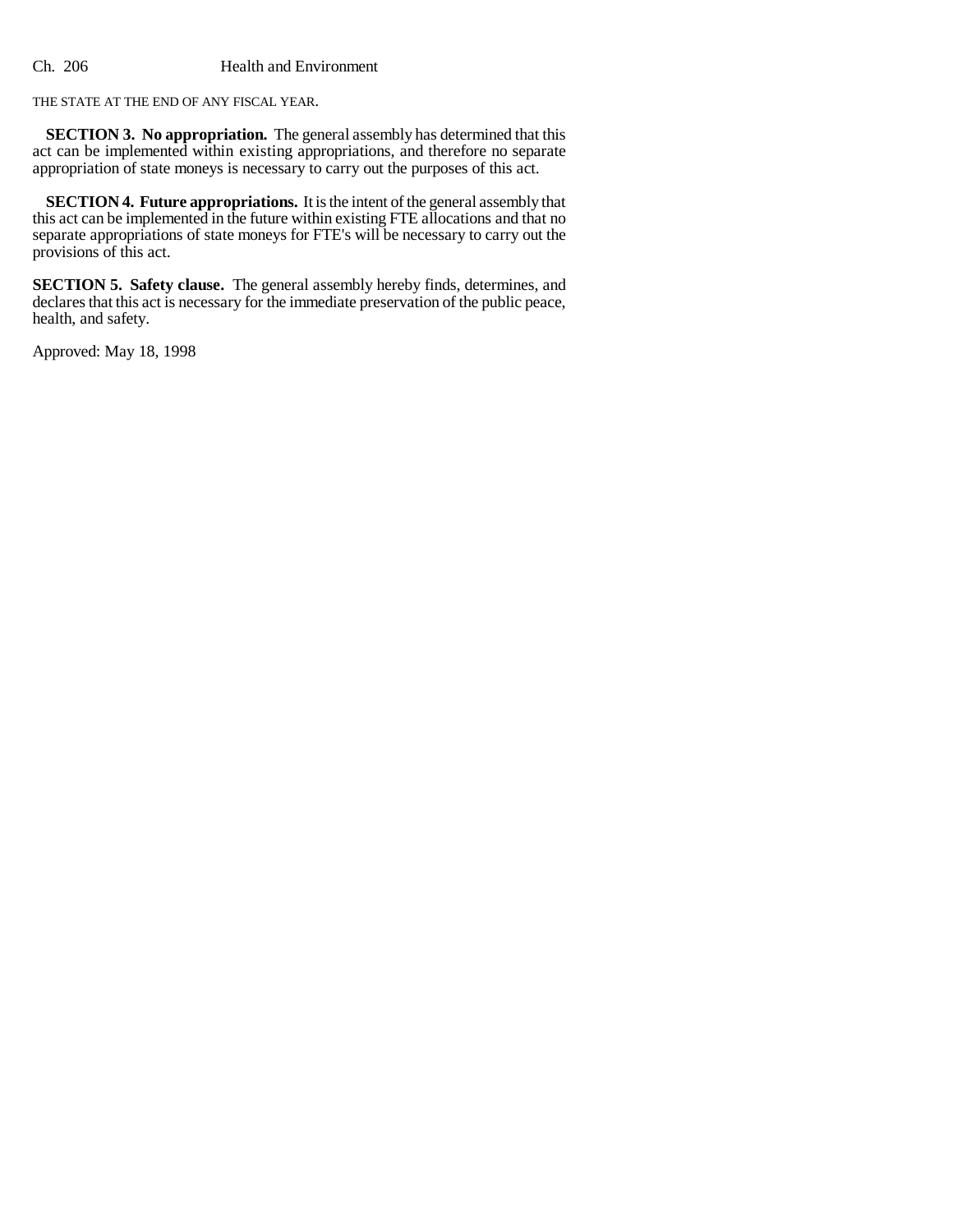THE STATE AT THE END OF ANY FISCAL YEAR.

**SECTION 3. No appropriation.** The general assembly has determined that this act can be implemented within existing appropriations, and therefore no separate appropriation of state moneys is necessary to carry out the purposes of this act.

**SECTION 4. Future appropriations.** It is the intent of the general assembly that this act can be implemented in the future within existing FTE allocations and that no separate appropriations of state moneys for FTE's will be necessary to carry out the provisions of this act.

**SECTION 5. Safety clause.** The general assembly hereby finds, determines, and declares that this act is necessary for the immediate preservation of the public peace, health, and safety.

Approved: May 18, 1998